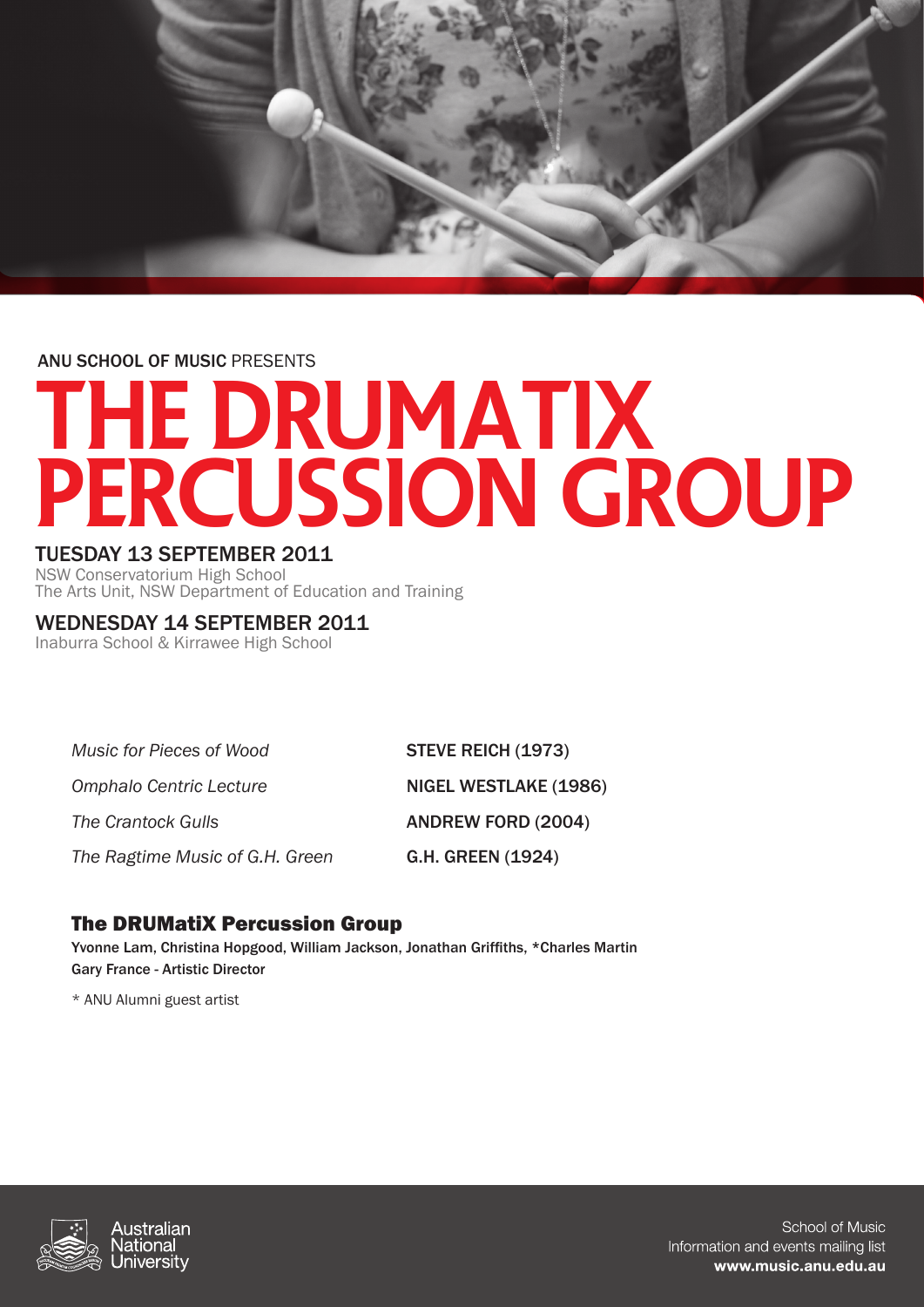ANU **SCHOOL OF MUSIC** PRESENTS

# THE DRUMATIX PERCUSSION GROUP

## TUESDAY 13 SEPTEMBER 2011

NSW Conservatorium High School
The Arts Unit, NSW Department of Education and Training

## WEDNESDAY 14 SEPTEMBER 2011

Inaburra School & Kirrawee High School

| | |
|---|---|
| *Music for Pieces of Wood* | **STEVE REICH** (1973) |
| *Omphalo Centric Lecture* | **NIGEL WESTLAKE** (1986) |
| *The Crantock Gulls* | **ANDREW FORD** (2004) |
| *The Ragtime Music of G.H. Green* | **G.H. GREEN** (1924) |

### The DRUMatiX Percussion Group

**Yvonne Lam, Christina Hopgood, William Jackson, Jonathan Griffiths, *Charles Martin**
**Gary France - Artistic Director**

* ANU Alumni guest artist

Australian National University

School of Music
Information and events mailing list
**www.music.anu.edu.au**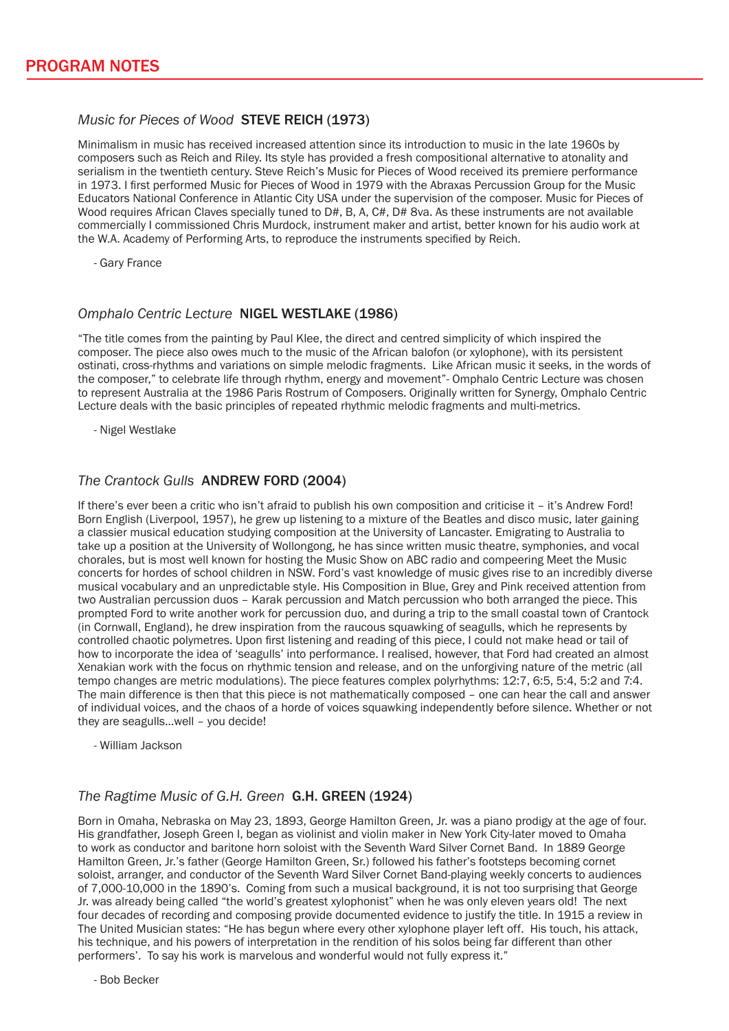## PROGRAM NOTES

### *Music for Pieces of Wood* **STEVE REICH (1973)**

Minimalism in music has received increased attention since its introduction to music in the late 1960s by composers such as Reich and Riley. Its style has provided a fresh compositional alternative to atonality and serialism in the twentieth century. Steve Reich's Music for Pieces of Wood received its premiere performance in 1973. I first performed Music for Pieces of Wood in 1979 with the Abraxas Percussion Group for the Music Educators National Conference in Atlantic City USA under the supervision of the composer. Music for Pieces of Wood requires African Claves specially tuned to D#, B, A, C#, D# 8va. As these instruments are not available commercially I commissioned Chris Murdock, instrument maker and artist, better known for his audio work at the W.A. Academy of Performing Arts, to reproduce the instruments specified by Reich.

- Gary France

### *Omphalo Centric Lecture* **NIGEL WESTLAKE (1986)**

"The title comes from the painting by Paul Klee, the direct and centred simplicity of which inspired the composer. The piece also owes much to the music of the African balofon (or xylophone), with its persistent ostinati, cross-rhythms and variations on simple melodic fragments. Like African music it seeks, in the words of the composer," to celebrate life through rhythm, energy and movement"- Omphalo Centric Lecture was chosen to represent Australia at the 1986 Paris Rostrum of Composers. Originally written for Synergy, Omphalo Centric Lecture deals with the basic principles of repeated rhythmic melodic fragments and multi-metrics.

- Nigel Westlake

### *The Crantock Gulls* **ANDREW FORD (2004)**

If there's ever been a critic who isn't afraid to publish his own composition and criticise it – it's Andrew Ford! Born English (Liverpool, 1957), he grew up listening to a mixture of the Beatles and disco music, later gaining a classier musical education studying composition at the University of Lancaster. Emigrating to Australia to take up a position at the University of Wollongong, he has since written music theatre, symphonies, and vocal chorales, but is most well known for hosting the Music Show on ABC radio and compeering Meet the Music concerts for hordes of school children in NSW. Ford's vast knowledge of music gives rise to an incredibly diverse musical vocabulary and an unpredictable style. His Composition in Blue, Grey and Pink received attention from two Australian percussion duos – Karak percussion and Match percussion who both arranged the piece. This prompted Ford to write another work for percussion duo, and during a trip to the small coastal town of Crantock (in Cornwall, England), he drew inspiration from the raucous squawking of seagulls, which he represents by controlled chaotic polymetres. Upon first listening and reading of this piece, I could not make head or tail of how to incorporate the idea of 'seagulls' into performance. I realised, however, that Ford had created an almost Xenakian work with the focus on rhythmic tension and release, and on the unforgiving nature of the metric (all tempo changes are metric modulations). The piece features complex polyrhythms: 12:7, 6:5, 5:4, 5:2 and 7:4. The main difference is then that this piece is not mathematically composed – one can hear the call and answer of individual voices, and the chaos of a horde of voices squawking independently before silence. Whether or not they are seagulls…well – you decide!

- William Jackson

### *The Ragtime Music of G.H. Green* **G.H. GREEN (1924)**

Born in Omaha, Nebraska on May 23, 1893, George Hamilton Green, Jr. was a piano prodigy at the age of four. His grandfather, Joseph Green I, began as violinist and violin maker in New York City-later moved to Omaha to work as conductor and baritone horn soloist with the Seventh Ward Silver Cornet Band. In 1889 George Hamilton Green, Jr.'s father (George Hamilton Green, Sr.) followed his father's footsteps becoming cornet soloist, arranger, and conductor of the Seventh Ward Silver Cornet Band-playing weekly concerts to audiences of 7,000-10,000 in the 1890's. Coming from such a musical background, it is not too surprising that George Jr. was already being called "the world's greatest xylophonist" when he was only eleven years old! The next four decades of recording and composing provide documented evidence to justify the title. In 1915 a review in The United Musician states: "He has begun where every other xylophone player left off. His touch, his attack, his technique, and his powers of interpretation in the rendition of his solos being far different than other performers'. To say his work is marvelous and wonderful would not fully express it."

- Bob Becker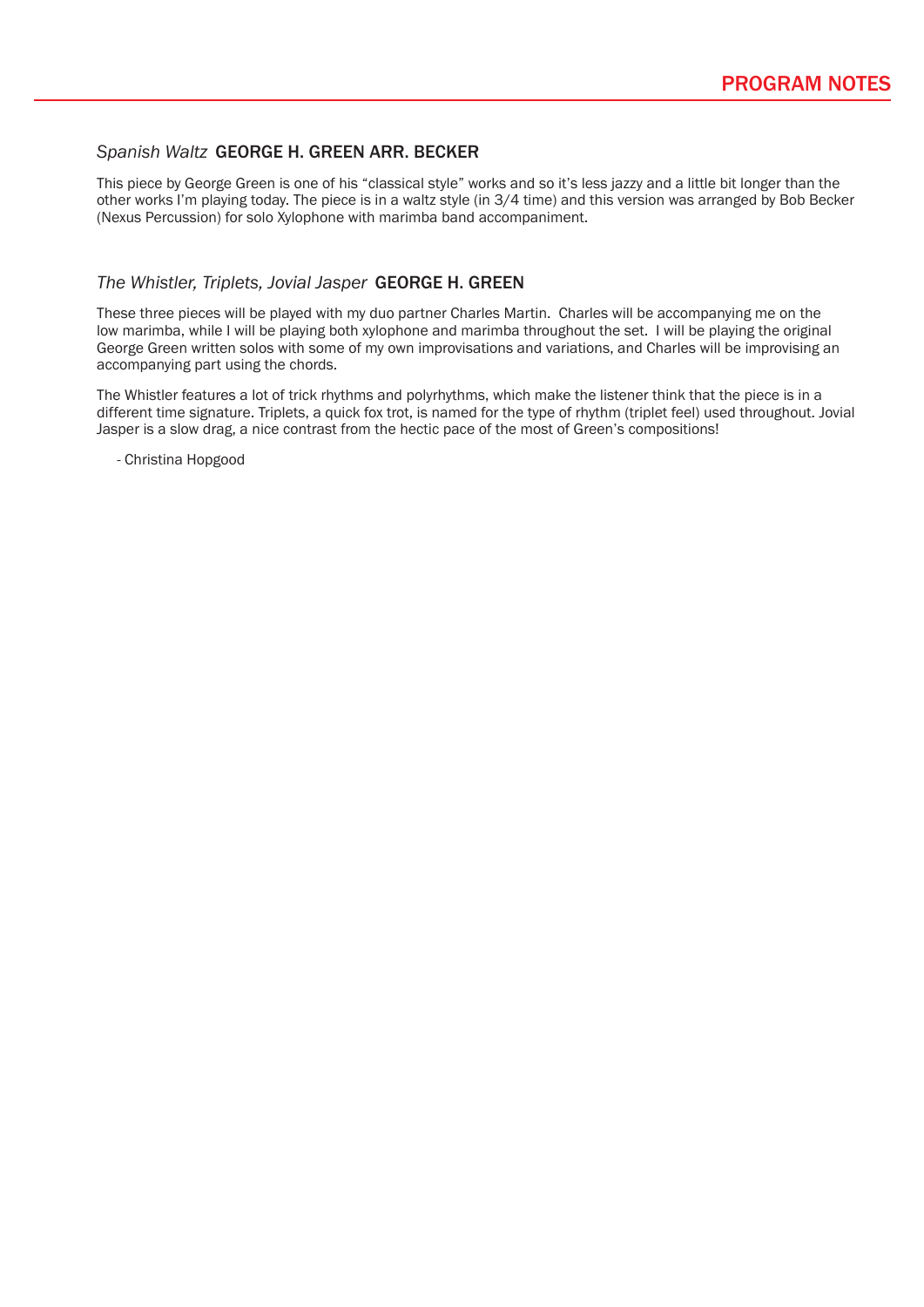# PROGRAM NOTES

### *Spanish Waltz* GEORGE H. GREEN ARR. BECKER

This piece by George Green is one of his “classical style” works and so it’s less jazzy and a little bit longer than the other works I’m playing today. The piece is in a waltz style (in 3/4 time) and this version was arranged by Bob Becker (Nexus Percussion) for solo Xylophone with marimba band accompaniment.

### *The Whistler, Triplets, Jovial Jasper* GEORGE H. GREEN

These three pieces will be played with my duo partner Charles Martin. Charles will be accompanying me on the low marimba, while I will be playing both xylophone and marimba throughout the set. I will be playing the original George Green written solos with some of my own improvisations and variations, and Charles will be improvising an accompanying part using the chords.

The Whistler features a lot of trick rhythms and polyrhythms, which make the listener think that the piece is in a different time signature. Triplets, a quick fox trot, is named for the type of rhythm (triplet feel) used throughout. Jovial Jasper is a slow drag, a nice contrast from the hectic pace of the most of Green’s compositions!

- Christina Hopgood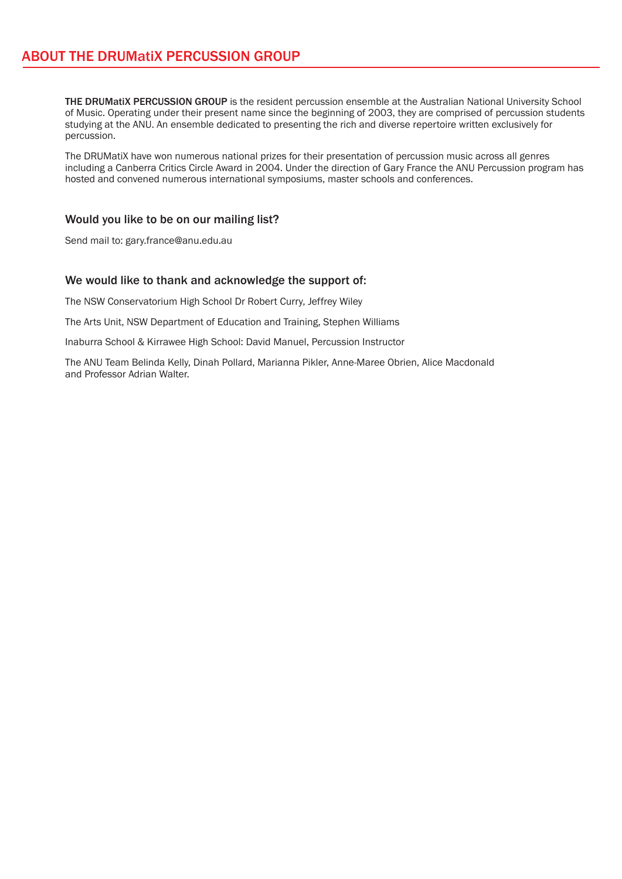# ABOUT THE DRUMatiX PERCUSSION GROUP

**THE DRUMatiX PERCUSSION GROUP** is the resident percussion ensemble at the Australian National University School of Music. Operating under their present name since the beginning of 2003, they are comprised of percussion students studying at the ANU. An ensemble dedicated to presenting the rich and diverse repertoire written exclusively for percussion.

The DRUMatiX have won numerous national prizes for their presentation of percussion music across all genres including a Canberra Critics Circle Award in 2004. Under the direction of Gary France the ANU Percussion program has hosted and convened numerous international symposiums, master schools and conferences.

### Would you like to be on our mailing list?

Send mail to: gary.france@anu.edu.au

### We would like to thank and acknowledge the support of:

The NSW Conservatorium High School Dr Robert Curry, Jeffrey Wiley

The Arts Unit, NSW Department of Education and Training, Stephen Williams

Inaburra School & Kirrawee High School: David Manuel, Percussion Instructor

The ANU Team Belinda Kelly, Dinah Pollard, Marianna Pikler, Anne-Maree Obrien, Alice Macdonald and Professor Adrian Walter.